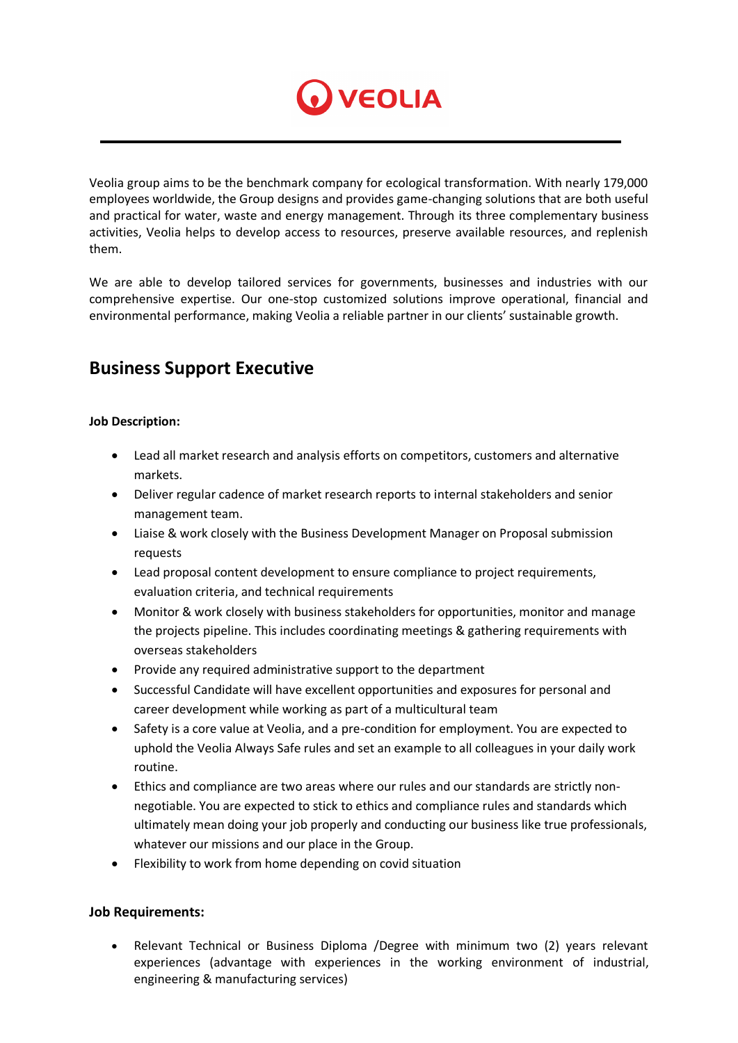Veolia group aims to be the benchmark company for ecological transformation. With nearly 179,000 employees worldwide, the Group designs and provides game-changing solutions that are both useful and practical for water, waste and energy management. Through its three complementary business activities, Veolia helps to develop access to resources, preserve available resources, and replenish them.

We are able to develop tailored services for governments, businesses and industries with our comprehensive expertise. Our one-stop customized solutions improve operational, financial and environmental performance, making Veolia a reliable partner in our clients' sustainable growth.

## Business Support Executive

**Job Description:**

- Lead all market research and analysis efforts on competitors, customers and alternative markets.
- Deliver regular cadence of market research reports to internal stakeholders and senior management team.
- Liaise & work closely with the Business Development Manager on Proposal submission requests
- Lead proposal content development to ensure compliance to project requirements, evaluation criteria, and technical requirements
- Monitor & work closely with business stakeholders for opportunities, monitor and manage the projects pipeline. This includes coordinating meetings & gathering requirements with overseas stakeholders
- Provide any required administrative support to the department
- Successful Candidate will have excellent opportunities and exposures for personal and career development while working as part of a multicultural team
- Safety is a core value at Veolia, and a pre-condition for employment. You are expected to uphold the Veolia Always Safe rules and set an example to all colleagues in your daily work routine.
- Ethics and compliance are two areas where our rules and our standards are strictly non-negotiable. You are expected to stick to ethics and compliance rules and standards which ultimately mean doing your job properly and conducting our business like true professionals, whatever our missions and our place in the Group.
- Flexibility to work from home depending on covid situation

**Job Requirements:**

- Relevant Technical or Business Diploma /Degree with minimum two (2) years relevant experiences (advantage with experiences in the working environment of industrial, engineering & manufacturing services)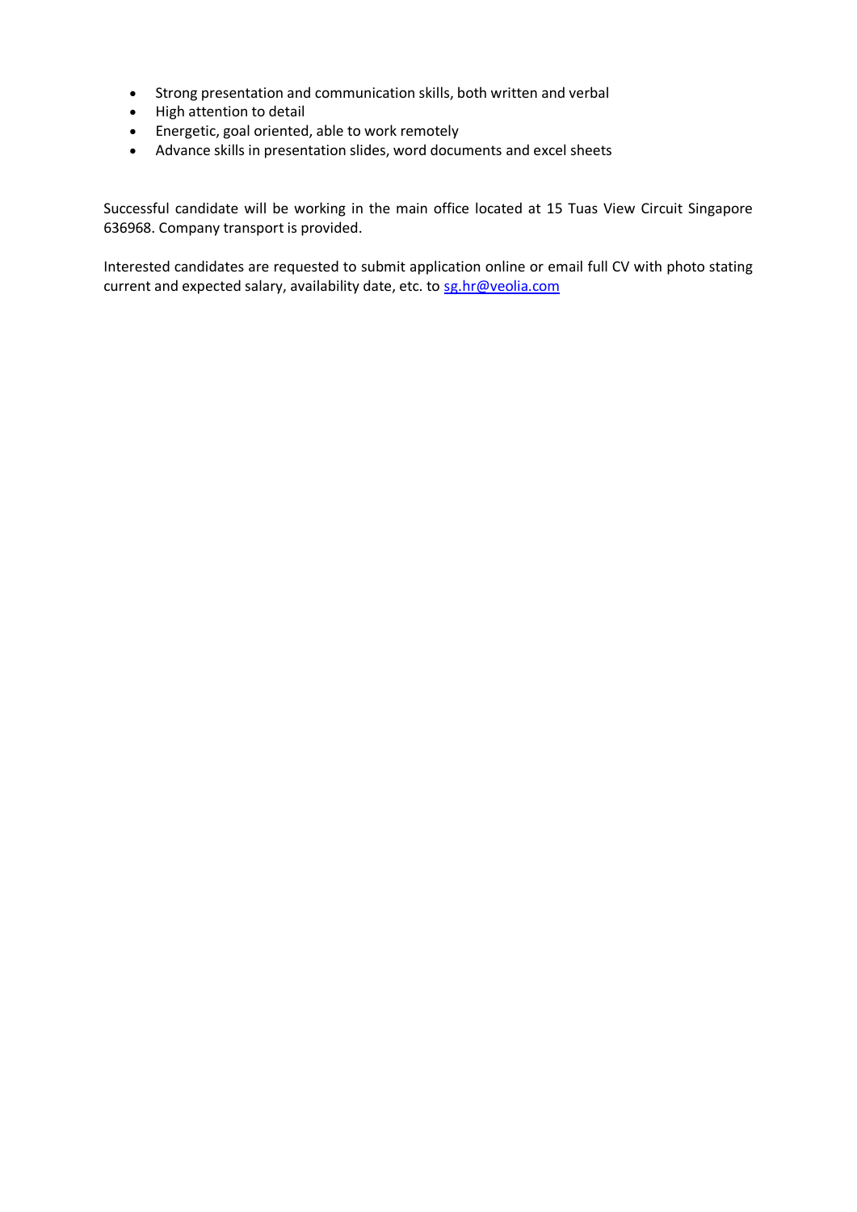- Strong presentation and communication skills, both written and verbal
- High attention to detail
- Energetic, goal oriented, able to work remotely
- Advance skills in presentation slides, word documents and excel sheets

Successful candidate will be working in the main office located at 15 Tuas View Circuit Singapore 636968. Company transport is provided.

Interested candidates are requested to submit application online or email full CV with photo stating current and expected salary, availability date, etc. to sg.hr@veolia.com